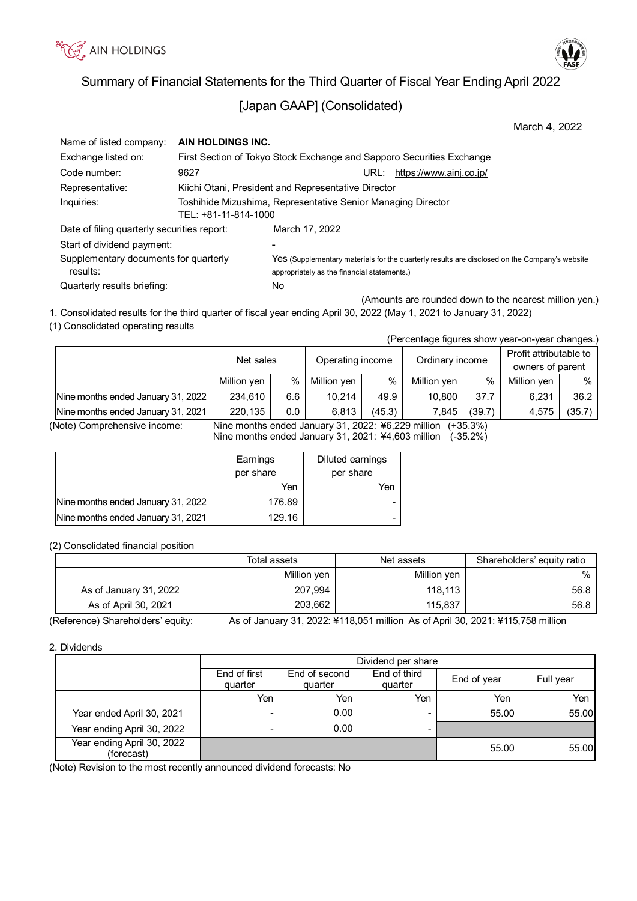AIN HOLDINGS

# Summary of Financial Statements for the Third Quarter of Fiscal Year Ending April 2022

## [Japan GAAP] (Consolidated)

March 4, 2022

| | |
|---|---|
| Name of listed company: | **AIN HOLDINGS INC.** |
| Exchange listed on: | First Section of Tokyo Stock Exchange and Sapporo Securities Exchange |
| Code number: | 9627 URL: https://www.ainj.co.jp/ |
| Representative: | Kiichi Otani, President and Representative Director |
| Inquiries: | Toshihide Mizushima, Representative Senior Managing Director TEL: +81-11-814-1000 |
| Date of filing quarterly securities report: | March 17, 2022 |
| Start of dividend payment: | - |
| Supplementary documents for quarterly results: | Yes (Supplementary materials for the quarterly results are disclosed on the Company's website appropriately as the financial statements.) |
| Quarterly results briefing: | No |

(Amounts are rounded down to the nearest million yen.)

1. Consolidated results for the third quarter of fiscal year ending April 30, 2022 (May 1, 2021 to January 31, 2022)

(1) Consolidated operating results

(Percentage figures show year-on-year changes.)

| | Net sales | | Operating income | | Ordinary income | | Profit attributable to owners of parent | |
|---|---|---|---|---|---|---|---|---|
| | Million yen | % | Million yen | % | Million yen | % | Million yen | % |
| Nine months ended January 31, 2022 | 234,610 | 6.6 | 10,214 | 49.9 | 10,800 | 37.7 | 6,231 | 36.2 |
| Nine months ended January 31, 2021 | 220,135 | 0.0 | 6,813 | (45.3) | 7,845 | (39.7) | 4,575 | (35.7) |

(Note) Comprehensive income: Nine months ended January 31, 2022: ¥6,229 million (+35.3%)
Nine months ended January 31, 2021: ¥4,603 million (-35.2%)

| | Earnings per share | Diluted earnings per share |
|---|---|---|
| | Yen | Yen |
| Nine months ended January 31, 2022 | 176.89 | - |
| Nine months ended January 31, 2021 | 129.16 | - |

(2) Consolidated financial position

| | Total assets | Net assets | Shareholders' equity ratio |
|---|---|---|---|
| | Million yen | Million yen | % |
| As of January 31, 2022 | 207,994 | 118,113 | 56.8 |
| As of April 30, 2021 | 203,662 | 115,837 | 56.8 |

(Reference) Shareholders' equity: As of January 31, 2022: ¥118,051 million As of April 30, 2021: ¥115,758 million

2. Dividends

| | Dividend per share | | | | |
|---|---|---|---|---|---|
| | End of first quarter | End of second quarter | End of third quarter | End of year | Full year |
| | Yen | Yen | Yen | Yen | Yen |
| Year ended April 30, 2021 | - | 0.00 | - | 55.00 | 55.00 |
| Year ending April 30, 2022 | - | 0.00 | - | | |
| Year ending April 30, 2022 (forecast) | | | | 55.00 | 55.00 |

(Note) Revision to the most recently announced dividend forecasts: No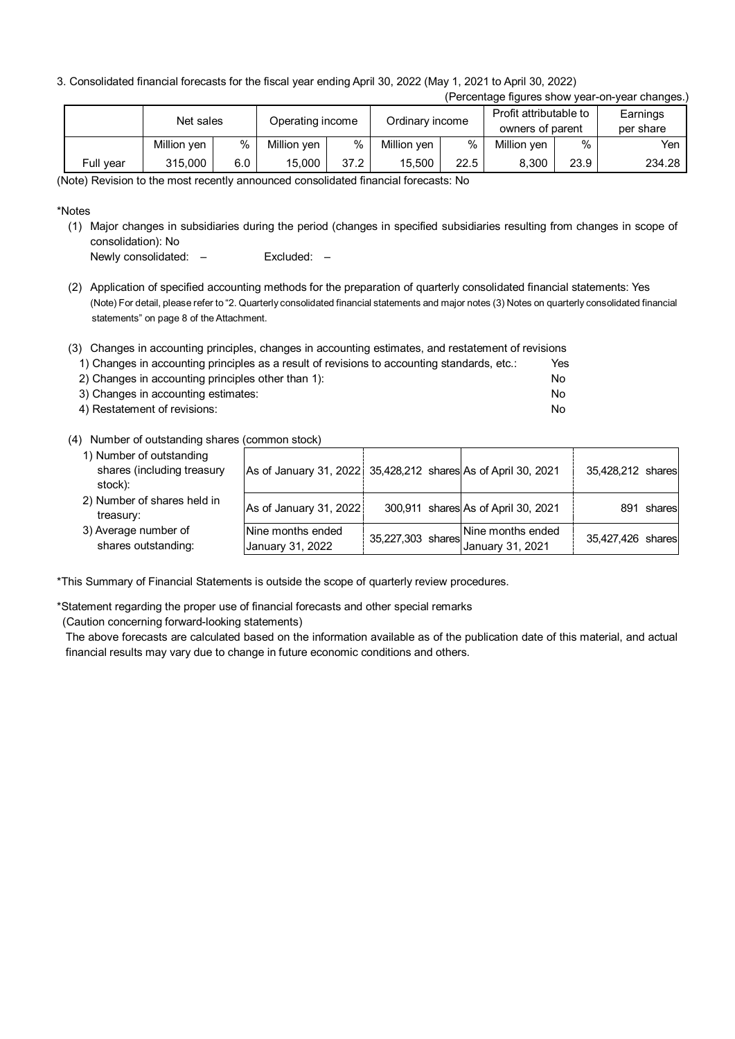3. Consolidated financial forecasts for the fiscal year ending April 30, 2022 (May 1, 2021 to April 30, 2022)

(Percentage figures show year-on-year changes.)

| | Net sales | | Operating income | | Ordinary income | | Profit attributable to owners of parent | | Earnings per share |
|---|---|---|---|---|---|---|---|---|---|
| | Million yen | % | Million yen | % | Million yen | % | Million yen | % | Yen |
| Full year | 315,000 | 6.0 | 15,000 | 37.2 | 15,500 | 22.5 | 8,300 | 23.9 | 234.28 |

(Note) Revision to the most recently announced consolidated financial forecasts: No

*Notes

(1) Major changes in subsidiaries during the period (changes in specified subsidiaries resulting from changes in scope of consolidation): No
Newly consolidated: – Excluded: –

(2) Application of specified accounting methods for the preparation of quarterly consolidated financial statements: Yes
(Note) For detail, please refer to "2. Quarterly consolidated financial statements and major notes (3) Notes on quarterly consolidated financial statements" on page 8 of the Attachment.

(3) Changes in accounting principles, changes in accounting estimates, and restatement of revisions

| | |
|---|---|
| 1) Changes in accounting principles as a result of revisions to accounting standards, etc.: | Yes |
| 2) Changes in accounting principles other than 1): | No |
| 3) Changes in accounting estimates: | No |
| 4) Restatement of revisions: | No |

(4) Number of outstanding shares (common stock)

| | | | | |
|---|---|---|---|---|
| 1) Number of outstanding shares (including treasury stock): | As of January 31, 2022 | 35,428,212 shares | As of April 30, 2021 | 35,428,212 shares |
| 2) Number of shares held in treasury: | As of January 31, 2022 | 300,911 shares | As of April 30, 2021 | 891 shares |
| 3) Average number of shares outstanding: | Nine months ended January 31, 2022 | 35,227,303 shares | Nine months ended January 31, 2021 | 35,427,426 shares |

*This Summary of Financial Statements is outside the scope of quarterly review procedures.

*Statement regarding the proper use of financial forecasts and other special remarks

(Caution concerning forward-looking statements)

The above forecasts are calculated based on the information available as of the publication date of this material, and actual financial results may vary due to change in future economic conditions and others.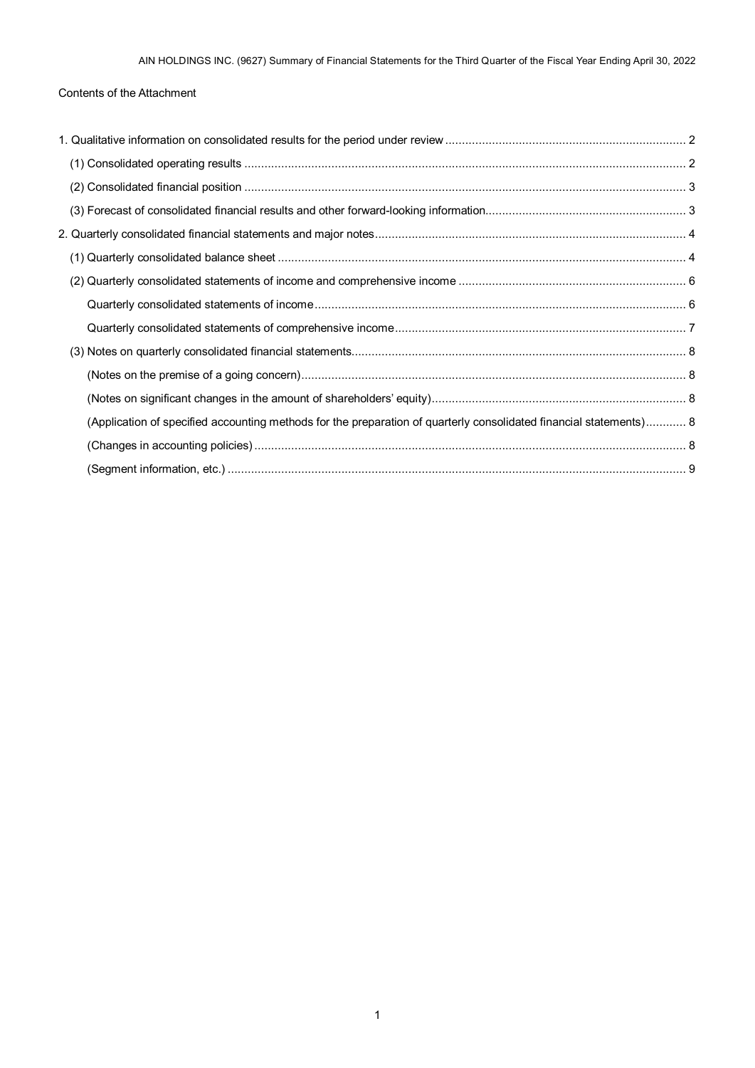Contents of the Attachment

1. Qualitative information on consolidated results for the period under review ........ 2
   (1) Consolidated operating results ........ 2
   (2) Consolidated financial position ........ 3
   (3) Forecast of consolidated financial results and other forward-looking information ........ 3
2. Quarterly consolidated financial statements and major notes ........ 4
   (1) Quarterly consolidated balance sheet ........ 4
   (2) Quarterly consolidated statements of income and comprehensive income ........ 6
      Quarterly consolidated statements of income ........ 6
      Quarterly consolidated statements of comprehensive income ........ 7
   (3) Notes on quarterly consolidated financial statements ........ 8
      (Notes on the premise of a going concern) ........ 8
      (Notes on significant changes in the amount of shareholders' equity) ........ 8
      (Application of specified accounting methods for the preparation of quarterly consolidated financial statements) ........ 8
      (Changes in accounting policies) ........ 8
      (Segment information, etc.) ........ 9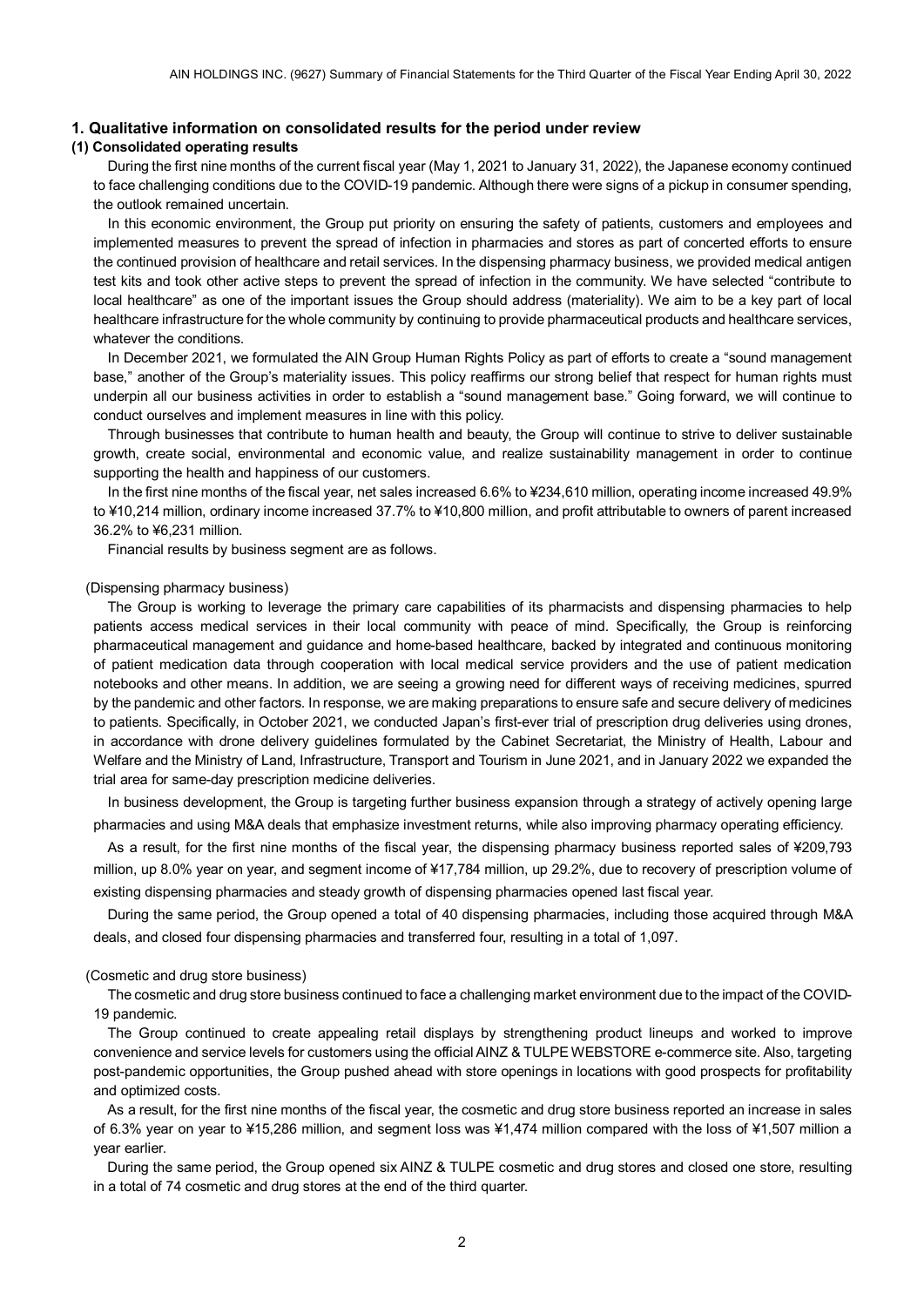## 1. Qualitative information on consolidated results for the period under review

### (1) Consolidated operating results

During the first nine months of the current fiscal year (May 1, 2021 to January 31, 2022), the Japanese economy continued to face challenging conditions due to the COVID-19 pandemic. Although there were signs of a pickup in consumer spending, the outlook remained uncertain.

In this economic environment, the Group put priority on ensuring the safety of patients, customers and employees and implemented measures to prevent the spread of infection in pharmacies and stores as part of concerted efforts to ensure the continued provision of healthcare and retail services. In the dispensing pharmacy business, we provided medical antigen test kits and took other active steps to prevent the spread of infection in the community. We have selected "contribute to local healthcare" as one of the important issues the Group should address (materiality). We aim to be a key part of local healthcare infrastructure for the whole community by continuing to provide pharmaceutical products and healthcare services, whatever the conditions.

In December 2021, we formulated the AIN Group Human Rights Policy as part of efforts to create a "sound management base," another of the Group's materiality issues. This policy reaffirms our strong belief that respect for human rights must underpin all our business activities in order to establish a "sound management base." Going forward, we will continue to conduct ourselves and implement measures in line with this policy.

Through businesses that contribute to human health and beauty, the Group will continue to strive to deliver sustainable growth, create social, environmental and economic value, and realize sustainability management in order to continue supporting the health and happiness of our customers.

In the first nine months of the fiscal year, net sales increased 6.6% to ¥234,610 million, operating income increased 49.9% to ¥10,214 million, ordinary income increased 37.7% to ¥10,800 million, and profit attributable to owners of parent increased 36.2% to ¥6,231 million.

Financial results by business segment are as follows.

(Dispensing pharmacy business)

The Group is working to leverage the primary care capabilities of its pharmacists and dispensing pharmacies to help patients access medical services in their local community with peace of mind. Specifically, the Group is reinforcing pharmaceutical management and guidance and home-based healthcare, backed by integrated and continuous monitoring of patient medication data through cooperation with local medical service providers and the use of patient medication notebooks and other means. In addition, we are seeing a growing need for different ways of receiving medicines, spurred by the pandemic and other factors. In response, we are making preparations to ensure safe and secure delivery of medicines to patients. Specifically, in October 2021, we conducted Japan's first-ever trial of prescription drug deliveries using drones, in accordance with drone delivery guidelines formulated by the Cabinet Secretariat, the Ministry of Health, Labour and Welfare and the Ministry of Land, Infrastructure, Transport and Tourism in June 2021, and in January 2022 we expanded the trial area for same-day prescription medicine deliveries.

In business development, the Group is targeting further business expansion through a strategy of actively opening large pharmacies and using M&A deals that emphasize investment returns, while also improving pharmacy operating efficiency.

As a result, for the first nine months of the fiscal year, the dispensing pharmacy business reported sales of ¥209,793 million, up 8.0% year on year, and segment income of ¥17,784 million, up 29.2%, due to recovery of prescription volume of existing dispensing pharmacies and steady growth of dispensing pharmacies opened last fiscal year.

During the same period, the Group opened a total of 40 dispensing pharmacies, including those acquired through M&A deals, and closed four dispensing pharmacies and transferred four, resulting in a total of 1,097.

(Cosmetic and drug store business)

The cosmetic and drug store business continued to face a challenging market environment due to the impact of the COVID-19 pandemic.

The Group continued to create appealing retail displays by strengthening product lineups and worked to improve convenience and service levels for customers using the official AINZ & TULPE WEBSTORE e-commerce site. Also, targeting post-pandemic opportunities, the Group pushed ahead with store openings in locations with good prospects for profitability and optimized costs.

As a result, for the first nine months of the fiscal year, the cosmetic and drug store business reported an increase in sales of 6.3% year on year to ¥15,286 million, and segment loss was ¥1,474 million compared with the loss of ¥1,507 million a year earlier.

During the same period, the Group opened six AINZ & TULPE cosmetic and drug stores and closed one store, resulting in a total of 74 cosmetic and drug stores at the end of the third quarter.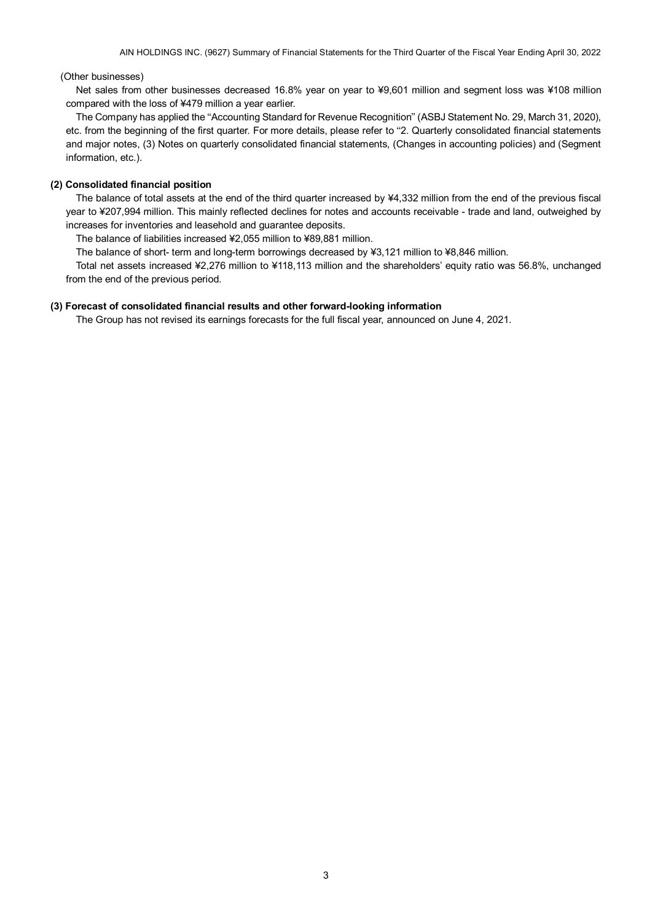(Other businesses)

Net sales from other businesses decreased 16.8% year on year to ¥9,601 million and segment loss was ¥108 million compared with the loss of ¥479 million a year earlier.

The Company has applied the "Accounting Standard for Revenue Recognition" (ASBJ Statement No. 29, March 31, 2020), etc. from the beginning of the first quarter. For more details, please refer to "2. Quarterly consolidated financial statements and major notes, (3) Notes on quarterly consolidated financial statements, (Changes in accounting policies) and (Segment information, etc.).

**(2) Consolidated financial position**

The balance of total assets at the end of the third quarter increased by ¥4,332 million from the end of the previous fiscal year to ¥207,994 million. This mainly reflected declines for notes and accounts receivable - trade and land, outweighed by increases for inventories and leasehold and guarantee deposits.

The balance of liabilities increased ¥2,055 million to ¥89,881 million.

The balance of short- term and long-term borrowings decreased by ¥3,121 million to ¥8,846 million.

Total net assets increased ¥2,276 million to ¥118,113 million and the shareholders' equity ratio was 56.8%, unchanged from the end of the previous period.

**(3) Forecast of consolidated financial results and other forward-looking information**

The Group has not revised its earnings forecasts for the full fiscal year, announced on June 4, 2021.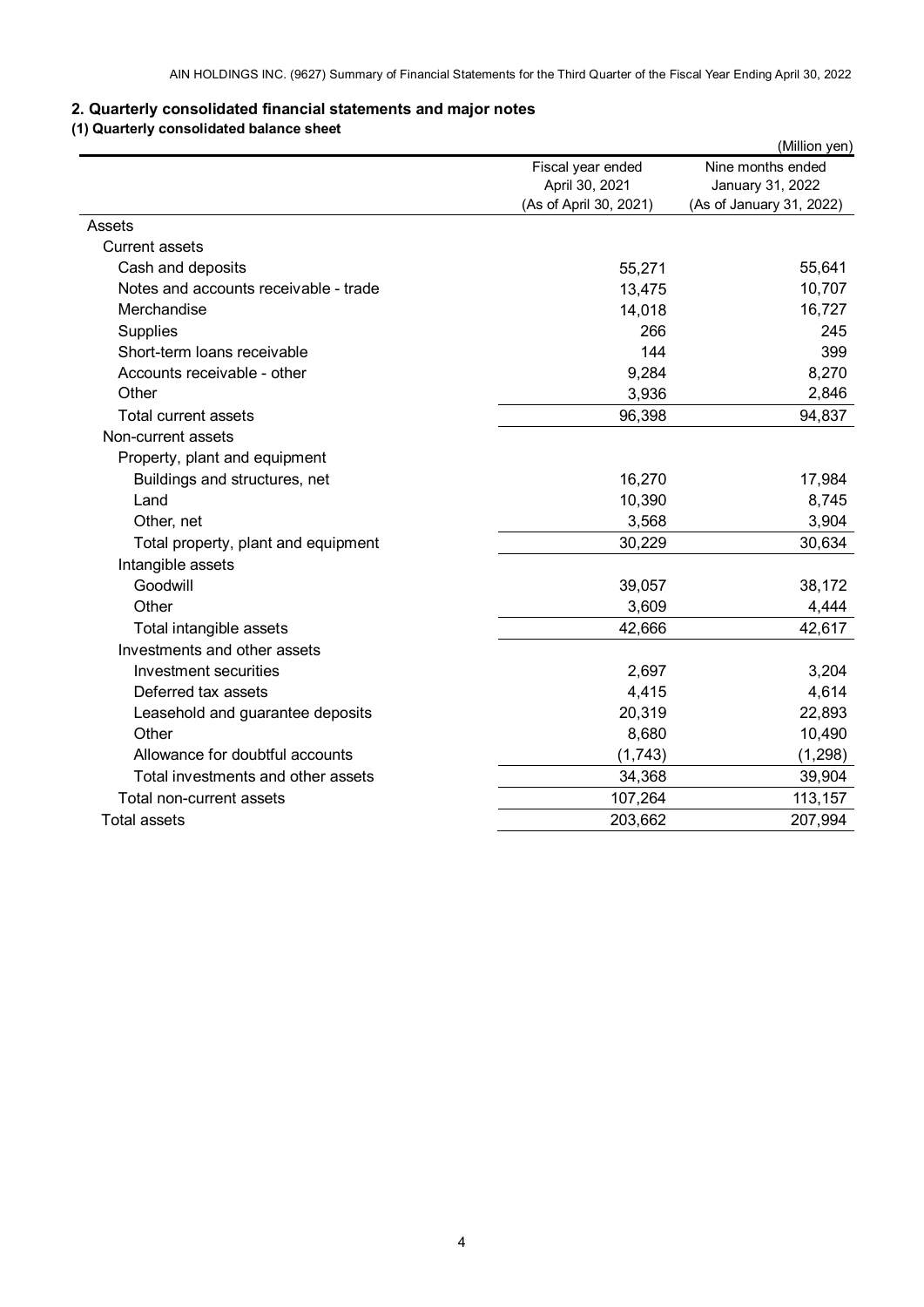## 2. Quarterly consolidated financial statements and major notes

### (1) Quarterly consolidated balance sheet

(Million yen)

| | Fiscal year ended April 30, 2021 (As of April 30, 2021) | Nine months ended January 31, 2022 (As of January 31, 2022) |
|---|---|---|
| Assets | | |
| Current assets | | |
| Cash and deposits | 55,271 | 55,641 |
| Notes and accounts receivable - trade | 13,475 | 10,707 |
| Merchandise | 14,018 | 16,727 |
| Supplies | 266 | 245 |
| Short-term loans receivable | 144 | 399 |
| Accounts receivable - other | 9,284 | 8,270 |
| Other | 3,936 | 2,846 |
| Total current assets | 96,398 | 94,837 |
| Non-current assets | | |
| Property, plant and equipment | | |
| Buildings and structures, net | 16,270 | 17,984 |
| Land | 10,390 | 8,745 |
| Other, net | 3,568 | 3,904 |
| Total property, plant and equipment | 30,229 | 30,634 |
| Intangible assets | | |
| Goodwill | 39,057 | 38,172 |
| Other | 3,609 | 4,444 |
| Total intangible assets | 42,666 | 42,617 |
| Investments and other assets | | |
| Investment securities | 2,697 | 3,204 |
| Deferred tax assets | 4,415 | 4,614 |
| Leasehold and guarantee deposits | 20,319 | 22,893 |
| Other | 8,680 | 10,490 |
| Allowance for doubtful accounts | (1,743) | (1,298) |
| Total investments and other assets | 34,368 | 39,904 |
| Total non-current assets | 107,264 | 113,157 |
| Total assets | 203,662 | 207,994 |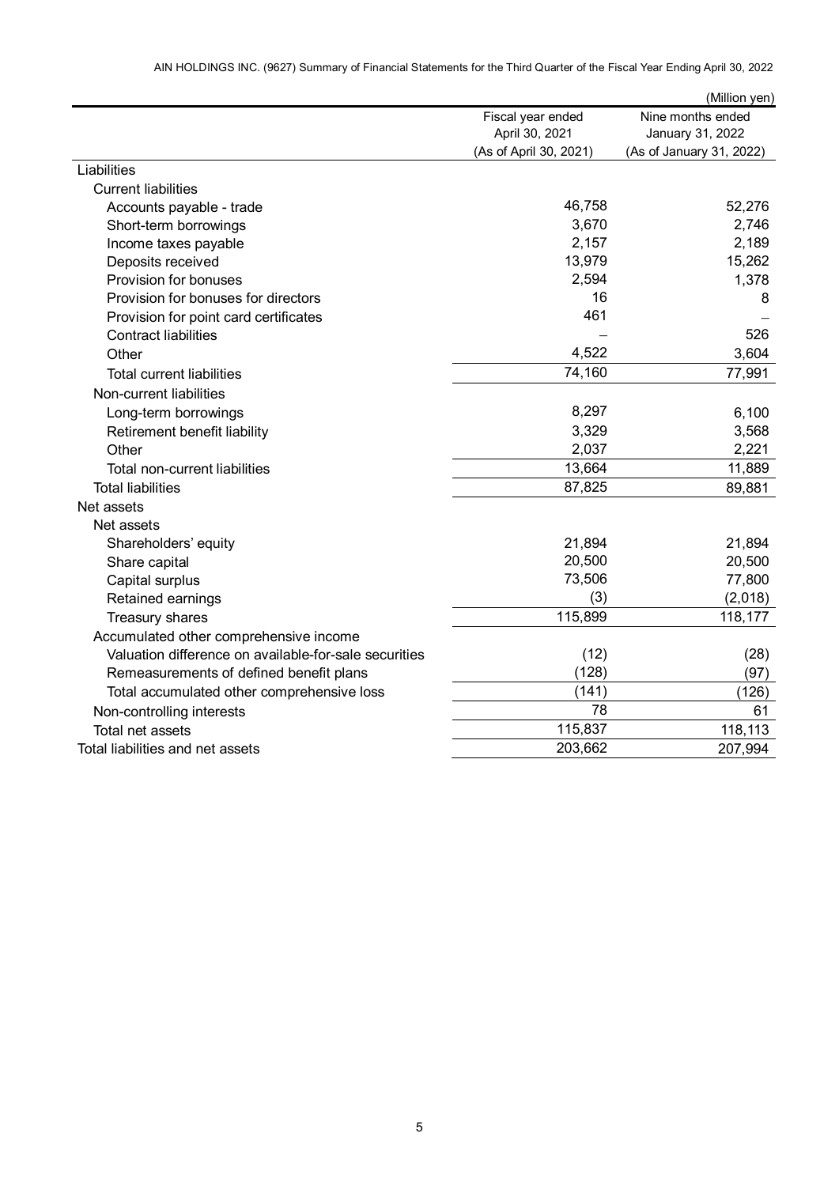(Million yen)

| | Fiscal year ended April 30, 2021 (As of April 30, 2021) | Nine months ended January 31, 2022 (As of January 31, 2022) |
|---|---|---|
| Liabilities | | |
| Current liabilities | | |
| Accounts payable - trade | 46,758 | 52,276 |
| Short-term borrowings | 3,670 | 2,746 |
| Income taxes payable | 2,157 | 2,189 |
| Deposits received | 13,979 | 15,262 |
| Provision for bonuses | 2,594 | 1,378 |
| Provision for bonuses for directors | 16 | 8 |
| Provision for point card certificates | 461 | – |
| Contract liabilities | – | 526 |
| Other | 4,522 | 3,604 |
| Total current liabilities | 74,160 | 77,991 |
| Non-current liabilities | | |
| Long-term borrowings | 8,297 | 6,100 |
| Retirement benefit liability | 3,329 | 3,568 |
| Other | 2,037 | 2,221 |
| Total non-current liabilities | 13,664 | 11,889 |
| Total liabilities | 87,825 | 89,881 |
| Net assets | | |
| Net assets | | |
| Shareholders' equity | 21,894 | 21,894 |
| Share capital | 20,500 | 20,500 |
| Capital surplus | 73,506 | 77,800 |
| Retained earnings | (3) | (2,018) |
| Treasury shares | 115,899 | 118,177 |
| Accumulated other comprehensive income | | |
| Valuation difference on available-for-sale securities | (12) | (28) |
| Remeasurements of defined benefit plans | (128) | (97) |
| Total accumulated other comprehensive loss | (141) | (126) |
| Non-controlling interests | 78 | 61 |
| Total net assets | 115,837 | 118,113 |
| Total liabilities and net assets | 203,662 | 207,994 |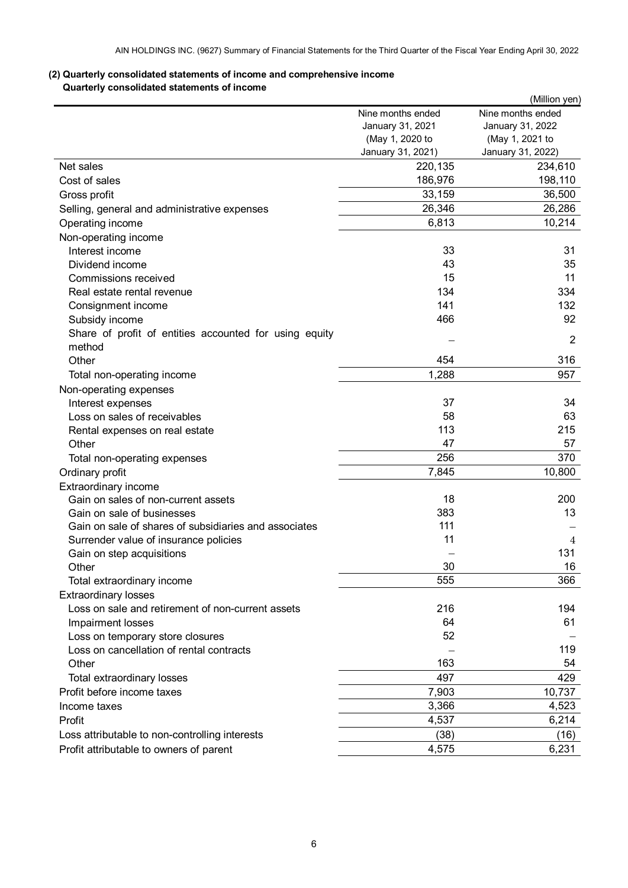### (2) Quarterly consolidated statements of income and comprehensive income

**Quarterly consolidated statements of income**

(Million yen)

| | Nine months ended January 31, 2021 (May 1, 2020 to January 31, 2021) | Nine months ended January 31, 2022 (May 1, 2021 to January 31, 2022) |
|---|---|---|
| Net sales | 220,135 | 234,610 |
| Cost of sales | 186,976 | 198,110 |
| Gross profit | 33,159 | 36,500 |
| Selling, general and administrative expenses | 26,346 | 26,286 |
| Operating income | 6,813 | 10,214 |
| Non-operating income | | |
| Interest income | 33 | 31 |
| Dividend income | 43 | 35 |
| Commissions received | 15 | 11 |
| Real estate rental revenue | 134 | 334 |
| Consignment income | 141 | 132 |
| Subsidy income | 466 | 92 |
| Share of profit of entities accounted for using equity method | – | 2 |
| Other | 454 | 316 |
| Total non-operating income | 1,288 | 957 |
| Non-operating expenses | | |
| Interest expenses | 37 | 34 |
| Loss on sales of receivables | 58 | 63 |
| Rental expenses on real estate | 113 | 215 |
| Other | 47 | 57 |
| Total non-operating expenses | 256 | 370 |
| Ordinary profit | 7,845 | 10,800 |
| Extraordinary income | | |
| Gain on sales of non-current assets | 18 | 200 |
| Gain on sale of businesses | 383 | 13 |
| Gain on sale of shares of subsidiaries and associates | 111 | – |
| Surrender value of insurance policies | 11 | 4 |
| Gain on step acquisitions | – | 131 |
| Other | 30 | 16 |
| Total extraordinary income | 555 | 366 |
| Extraordinary losses | | |
| Loss on sale and retirement of non-current assets | 216 | 194 |
| Impairment losses | 64 | 61 |
| Loss on temporary store closures | 52 | – |
| Loss on cancellation of rental contracts | – | 119 |
| Other | 163 | 54 |
| Total extraordinary losses | 497 | 429 |
| Profit before income taxes | 7,903 | 10,737 |
| Income taxes | 3,366 | 4,523 |
| Profit | 4,537 | 6,214 |
| Loss attributable to non-controlling interests | (38) | (16) |
| Profit attributable to owners of parent | 4,575 | 6,231 |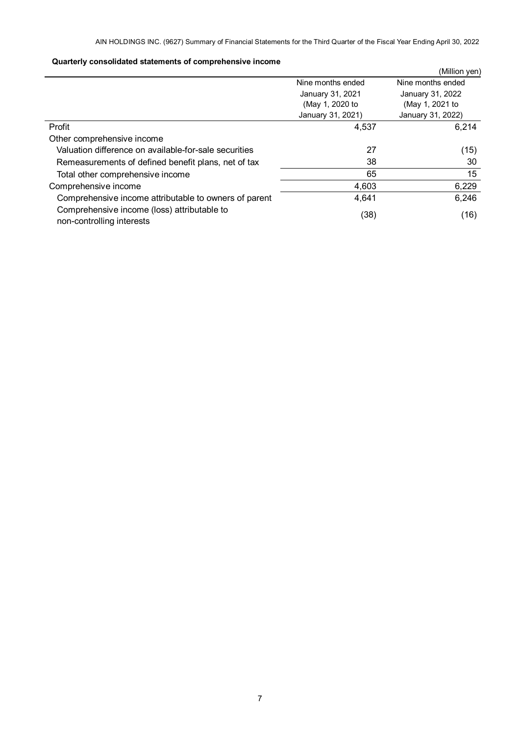**Quarterly consolidated statements of comprehensive income**

(Million yen)

| | Nine months ended January 31, 2021 (May 1, 2020 to January 31, 2021) | Nine months ended January 31, 2022 (May 1, 2021 to January 31, 2022) |
|---|---|---|
| Profit | 4,537 | 6,214 |
| Other comprehensive income | | |
| Valuation difference on available-for-sale securities | 27 | (15) |
| Remeasurements of defined benefit plans, net of tax | 38 | 30 |
| Total other comprehensive income | 65 | 15 |
| Comprehensive income | 4,603 | 6,229 |
| Comprehensive income attributable to owners of parent | 4,641 | 6,246 |
| Comprehensive income (loss) attributable to non-controlling interests | (38) | (16) |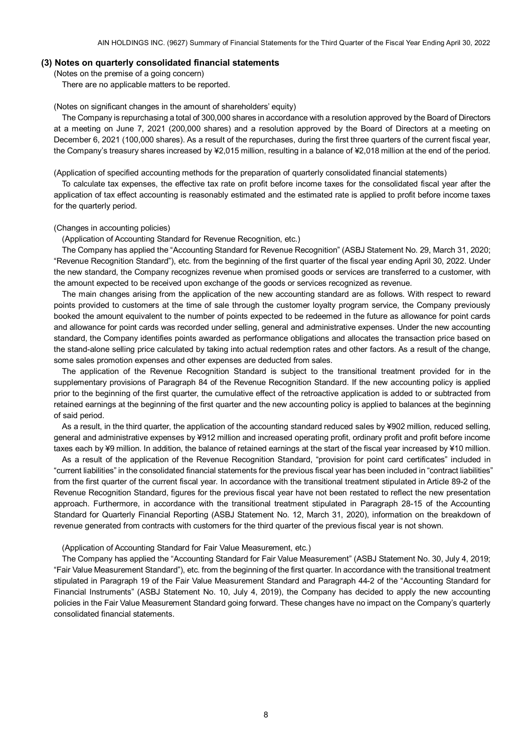### (3) Notes on quarterly consolidated financial statements

(Notes on the premise of a going concern)

There are no applicable matters to be reported.

(Notes on significant changes in the amount of shareholders' equity)

The Company is repurchasing a total of 300,000 shares in accordance with a resolution approved by the Board of Directors at a meeting on June 7, 2021 (200,000 shares) and a resolution approved by the Board of Directors at a meeting on December 6, 2021 (100,000 shares). As a result of the repurchases, during the first three quarters of the current fiscal year, the Company's treasury shares increased by ¥2,015 million, resulting in a balance of ¥2,018 million at the end of the period.

(Application of specified accounting methods for the preparation of quarterly consolidated financial statements)

To calculate tax expenses, the effective tax rate on profit before income taxes for the consolidated fiscal year after the application of tax effect accounting is reasonably estimated and the estimated rate is applied to profit before income taxes for the quarterly period.

(Changes in accounting policies)

(Application of Accounting Standard for Revenue Recognition, etc.)

The Company has applied the "Accounting Standard for Revenue Recognition" (ASBJ Statement No. 29, March 31, 2020; "Revenue Recognition Standard"), etc. from the beginning of the first quarter of the fiscal year ending April 30, 2022. Under the new standard, the Company recognizes revenue when promised goods or services are transferred to a customer, with the amount expected to be received upon exchange of the goods or services recognized as revenue.

The main changes arising from the application of the new accounting standard are as follows. With respect to reward points provided to customers at the time of sale through the customer loyalty program service, the Company previously booked the amount equivalent to the number of points expected to be redeemed in the future as allowance for point cards and allowance for point cards was recorded under selling, general and administrative expenses. Under the new accounting standard, the Company identifies points awarded as performance obligations and allocates the transaction price based on the stand-alone selling price calculated by taking into actual redemption rates and other factors. As a result of the change, some sales promotion expenses and other expenses are deducted from sales.

The application of the Revenue Recognition Standard is subject to the transitional treatment provided for in the supplementary provisions of Paragraph 84 of the Revenue Recognition Standard. If the new accounting policy is applied prior to the beginning of the first quarter, the cumulative effect of the retroactive application is added to or subtracted from retained earnings at the beginning of the first quarter and the new accounting policy is applied to balances at the beginning of said period.

As a result, in the third quarter, the application of the accounting standard reduced sales by ¥902 million, reduced selling, general and administrative expenses by ¥912 million and increased operating profit, ordinary profit and profit before income taxes each by ¥9 million. In addition, the balance of retained earnings at the start of the fiscal year increased by ¥10 million.

As a result of the application of the Revenue Recognition Standard, "provision for point card certificates" included in "current liabilities" in the consolidated financial statements for the previous fiscal year has been included in "contract liabilities" from the first quarter of the current fiscal year. In accordance with the transitional treatment stipulated in Article 89-2 of the Revenue Recognition Standard, figures for the previous fiscal year have not been restated to reflect the new presentation approach. Furthermore, in accordance with the transitional treatment stipulated in Paragraph 28-15 of the Accounting Standard for Quarterly Financial Reporting (ASBJ Statement No. 12, March 31, 2020), information on the breakdown of revenue generated from contracts with customers for the third quarter of the previous fiscal year is not shown.

(Application of Accounting Standard for Fair Value Measurement, etc.)

The Company has applied the "Accounting Standard for Fair Value Measurement" (ASBJ Statement No. 30, July 4, 2019; "Fair Value Measurement Standard"), etc. from the beginning of the first quarter. In accordance with the transitional treatment stipulated in Paragraph 19 of the Fair Value Measurement Standard and Paragraph 44-2 of the "Accounting Standard for Financial Instruments" (ASBJ Statement No. 10, July 4, 2019), the Company has decided to apply the new accounting policies in the Fair Value Measurement Standard going forward. These changes have no impact on the Company's quarterly consolidated financial statements.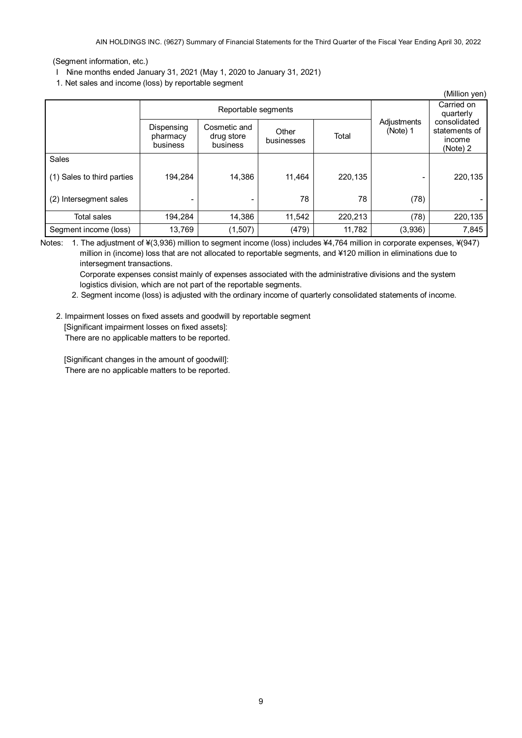(Segment information, etc.)

I Nine months ended January 31, 2021 (May 1, 2020 to January 31, 2021)

1. Net sales and income (loss) by reportable segment

(Million yen)

| | Reportable segments | | | | Adjustments (Note) 1 | Carried on quarterly consolidated statements of income (Note) 2 |
|---|---|---|---|---|---|---|
| | Dispensing pharmacy business | Cosmetic and drug store business | Other businesses | Total | | |
| Sales | | | | | | |
| (1) Sales to third parties | 194,284 | 14,386 | 11,464 | 220,135 | - | 220,135 |
| (2) Intersegment sales | - | - | 78 | 78 | (78) | - |
| Total sales | 194,284 | 14,386 | 11,542 | 220,213 | (78) | 220,135 |
| Segment income (loss) | 13,769 | (1,507) | (479) | 11,782 | (3,936) | 7,845 |

Notes: 1. The adjustment of ¥(3,936) million to segment income (loss) includes ¥4,764 million in corporate expenses, ¥(947) million in (income) loss that are not allocated to reportable segments, and ¥120 million in eliminations due to intersegment transactions.
Corporate expenses consist mainly of expenses associated with the administrative divisions and the system logistics division, which are not part of the reportable segments.

2. Segment income (loss) is adjusted with the ordinary income of quarterly consolidated statements of income.

2. Impairment losses on fixed assets and goodwill by reportable segment

[Significant impairment losses on fixed assets]:
There are no applicable matters to be reported.

[Significant changes in the amount of goodwill]:
There are no applicable matters to be reported.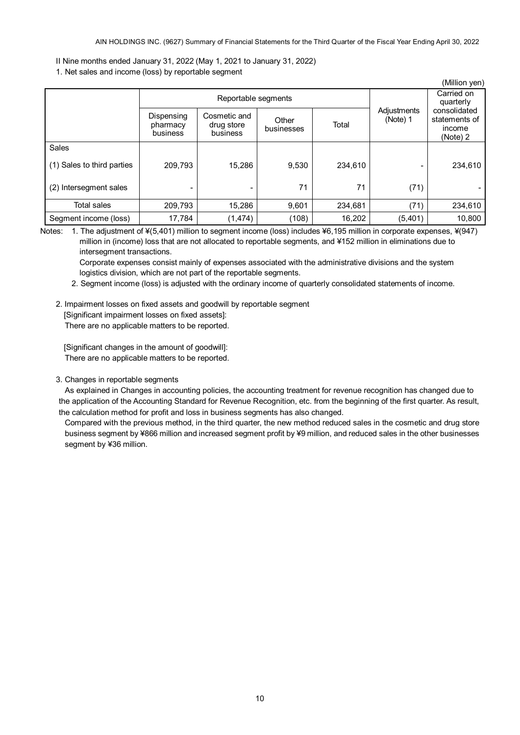II Nine months ended January 31, 2022 (May 1, 2021 to January 31, 2022)

1. Net sales and income (loss) by reportable segment

(Million yen)

| | Reportable segments | | | | Adjustments (Note) 1 | Carried on quarterly consolidated statements of income (Note) 2 |
|---|---|---|---|---|---|---|
| | Dispensing pharmacy business | Cosmetic and drug store business | Other businesses | Total | | |
| Sales | | | | | | |
| (1) Sales to third parties | 209,793 | 15,286 | 9,530 | 234,610 | - | 234,610 |
| (2) Intersegment sales | - | - | 71 | 71 | (71) | - |
| Total sales | 209,793 | 15,286 | 9,601 | 234,681 | (71) | 234,610 |
| Segment income (loss) | 17,784 | (1,474) | (108) | 16,202 | (5,401) | 10,800 |

Notes: 1. The adjustment of ¥(5,401) million to segment income (loss) includes ¥6,195 million in corporate expenses, ¥(947) million in (income) loss that are not allocated to reportable segments, and ¥152 million in eliminations due to intersegment transactions.

Corporate expenses consist mainly of expenses associated with the administrative divisions and the system logistics division, which are not part of the reportable segments.

2. Segment income (loss) is adjusted with the ordinary income of quarterly consolidated statements of income.

2. Impairment losses on fixed assets and goodwill by reportable segment

[Significant impairment losses on fixed assets]:
There are no applicable matters to be reported.

[Significant changes in the amount of goodwill]:
There are no applicable matters to be reported.

3. Changes in reportable segments

As explained in Changes in accounting policies, the accounting treatment for revenue recognition has changed due to the application of the Accounting Standard for Revenue Recognition, etc. from the beginning of the first quarter. As result, the calculation method for profit and loss in business segments has also changed.

Compared with the previous method, in the third quarter, the new method reduced sales in the cosmetic and drug store business segment by ¥866 million and increased segment profit by ¥9 million, and reduced sales in the other businesses segment by ¥36 million.